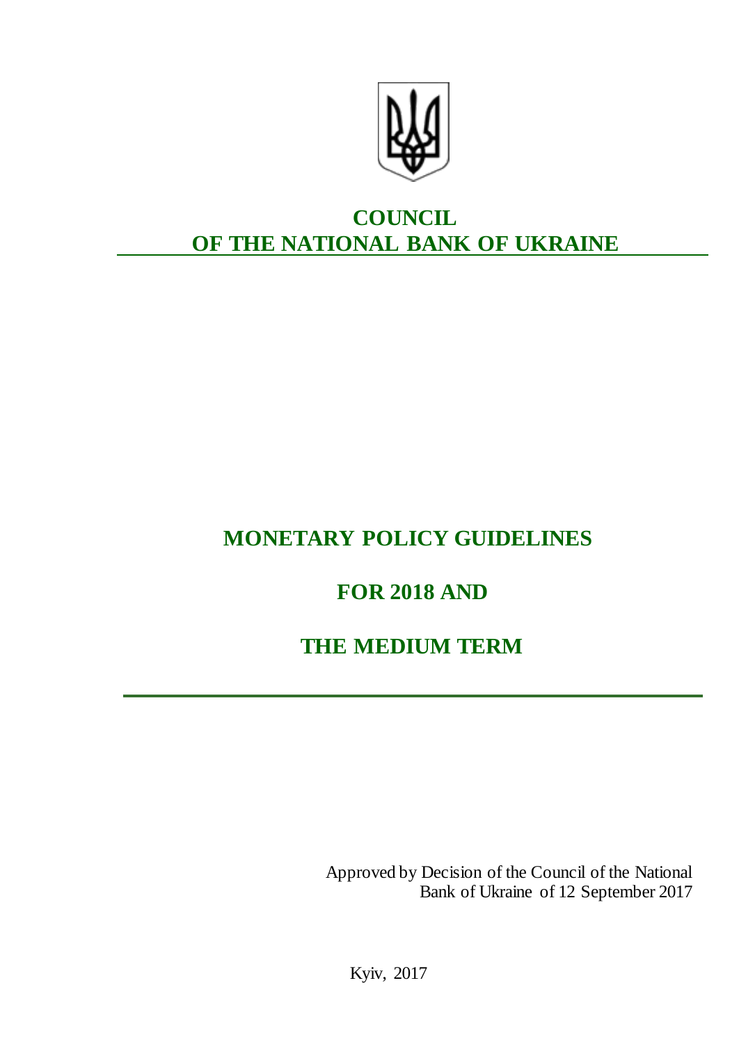# COUNCIL OF THE NATIONAL BANK OF UKRAINE

# MONETARY POLICY GUIDELINES

# FOR 2018 AND

# THE MEDIUM TERM

Approved by Decision of the Council of the National Bank of Ukraine of 12 September 2017

Kyiv, 2017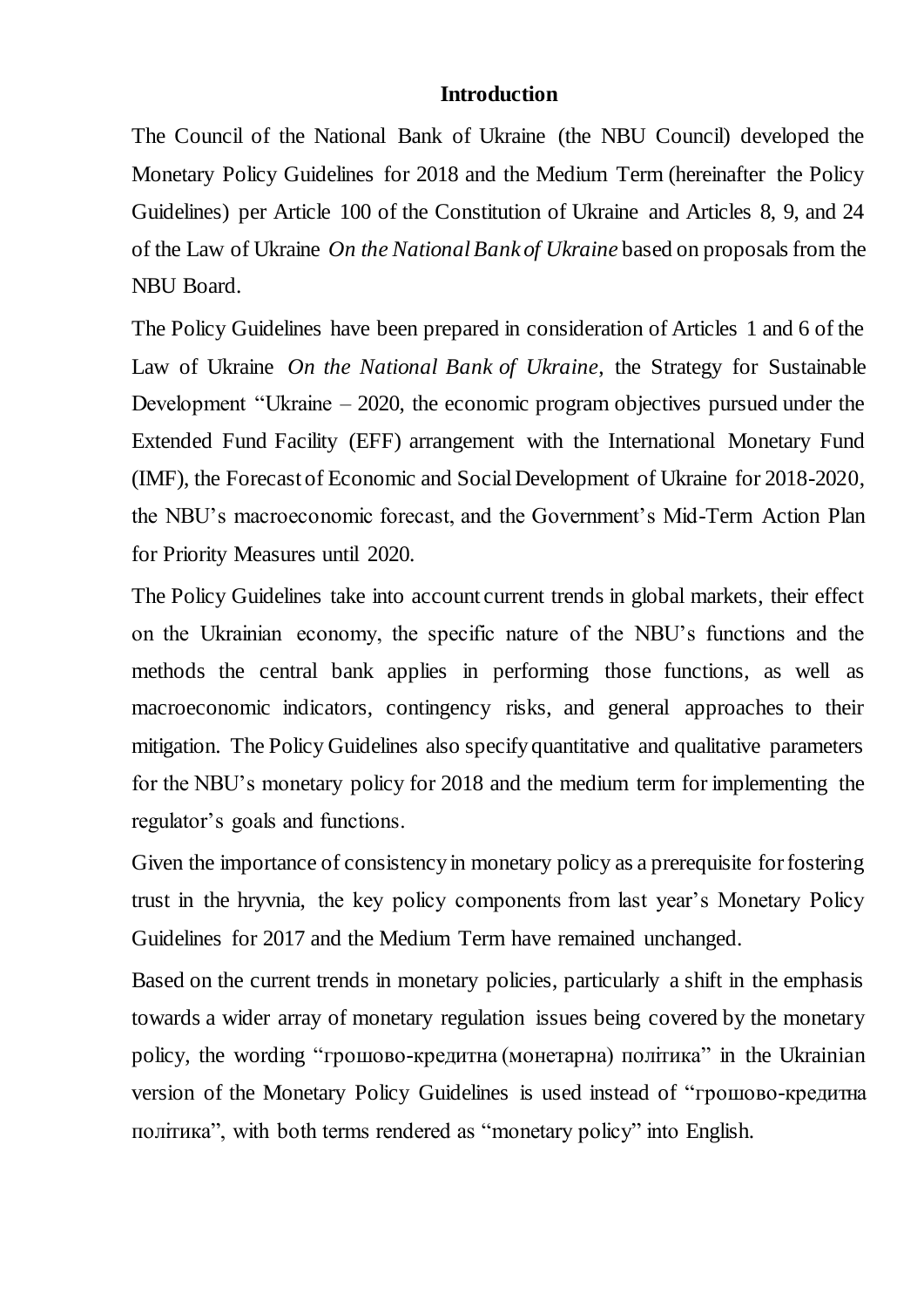## Introduction

The Council of the National Bank of Ukraine (the NBU Council) developed the Monetary Policy Guidelines for 2018 and the Medium Term (hereinafter the Policy Guidelines) per Article 100 of the Constitution of Ukraine and Articles 8, 9, and 24 of the Law of Ukraine *On the National Bank of Ukraine* based on proposals from the NBU Board.

The Policy Guidelines have been prepared in consideration of Articles 1 and 6 of the Law of Ukraine *On the National Bank of Ukraine*, the Strategy for Sustainable Development "Ukraine – 2020, the economic program objectives pursued under the Extended Fund Facility (EFF) arrangement with the International Monetary Fund (IMF), the Forecast of Economic and Social Development of Ukraine for 2018-2020, the NBU's macroeconomic forecast, and the Government's Mid-Term Action Plan for Priority Measures until 2020.

The Policy Guidelines take into account current trends in global markets, their effect on the Ukrainian economy, the specific nature of the NBU's functions and the methods the central bank applies in performing those functions, as well as macroeconomic indicators, contingency risks, and general approaches to their mitigation. The Policy Guidelines also specify quantitative and qualitative parameters for the NBU's monetary policy for 2018 and the medium term for implementing the regulator's goals and functions.

Given the importance of consistency in monetary policy as a prerequisite for fostering trust in the hryvnia, the key policy components from last year's Monetary Policy Guidelines for 2017 and the Medium Term have remained unchanged.

Based on the current trends in monetary policies, particularly a shift in the emphasis towards a wider array of monetary regulation issues being covered by the monetary policy, the wording "грошово-кредитна (монетарна) політика" in the Ukrainian version of the Monetary Policy Guidelines is used instead of "грошово-кредитна політика", with both terms rendered as "monetary policy" into English.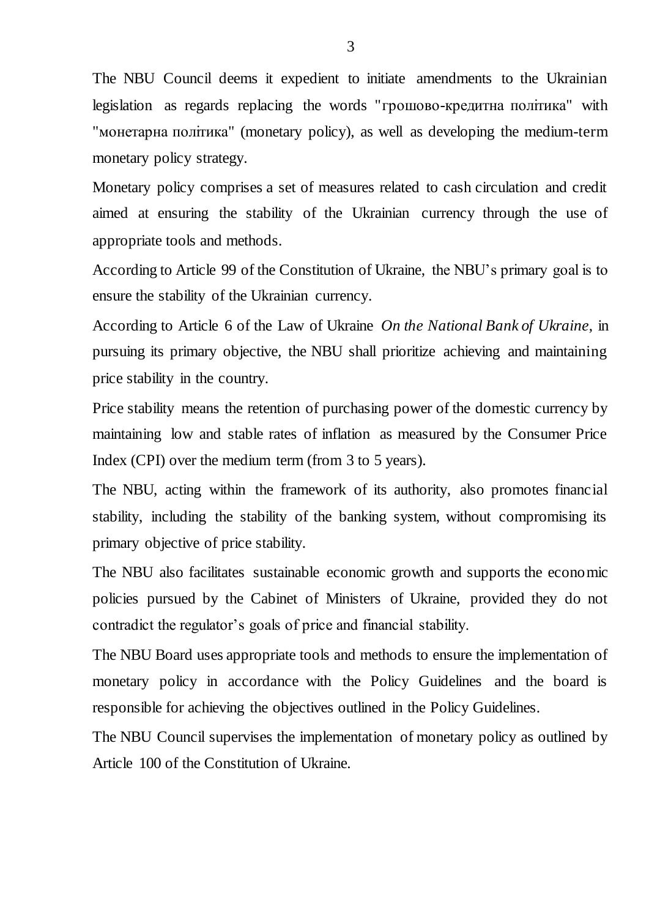The NBU Council deems it expedient to initiate amendments to the Ukrainian legislation as regards replacing the words "грошово-кредитна політика" with "монетарна політика" (monetary policy), as well as developing the medium-term monetary policy strategy.

Monetary policy comprises a set of measures related to cash circulation and credit aimed at ensuring the stability of the Ukrainian currency through the use of appropriate tools and methods.

According to Article 99 of the Constitution of Ukraine, the NBU's primary goal is to ensure the stability of the Ukrainian currency.

According to Article 6 of the Law of Ukraine *On the National Bank of Ukraine*, in pursuing its primary objective, the NBU shall prioritize achieving and maintaining price stability in the country.

Price stability means the retention of purchasing power of the domestic currency by maintaining low and stable rates of inflation as measured by the Consumer Price Index (CPI) over the medium term (from 3 to 5 years).

The NBU, acting within the framework of its authority, also promotes financial stability, including the stability of the banking system, without compromising its primary objective of price stability.

The NBU also facilitates sustainable economic growth and supports the economic policies pursued by the Cabinet of Ministers of Ukraine, provided they do not contradict the regulator's goals of price and financial stability.

The NBU Board uses appropriate tools and methods to ensure the implementation of monetary policy in accordance with the Policy Guidelines and the board is responsible for achieving the objectives outlined in the Policy Guidelines.

The NBU Council supervises the implementation of monetary policy as outlined by Article 100 of the Constitution of Ukraine.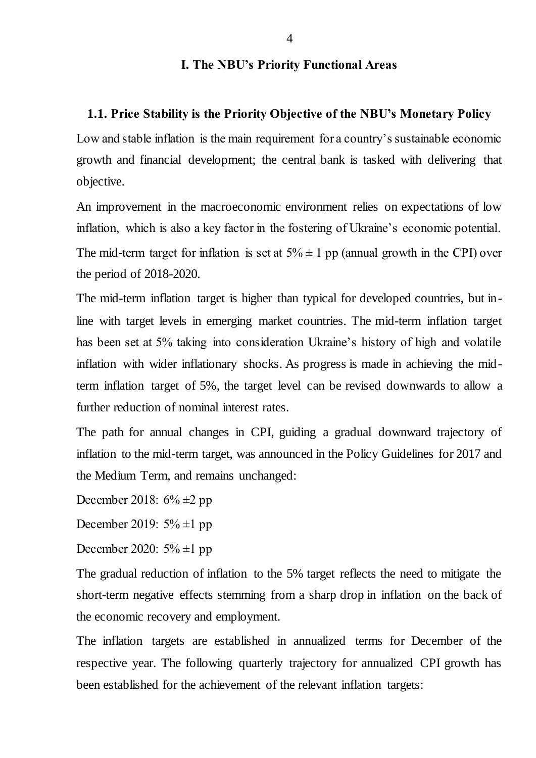# I. The NBU's Priority Functional Areas

## 1.1. Price Stability is the Priority Objective of the NBU's Monetary Policy

Low and stable inflation is the main requirement for a country's sustainable economic growth and financial development; the central bank is tasked with delivering that objective.

An improvement in the macroeconomic environment relies on expectations of low inflation, which is also a key factor in the fostering of Ukraine's economic potential.

The mid-term target for inflation is set at 5% ± 1 pp (annual growth in the CPI) over the period of 2018-2020.

The mid-term inflation target is higher than typical for developed countries, but in-line with target levels in emerging market countries. The mid-term inflation target has been set at 5% taking into consideration Ukraine's history of high and volatile inflation with wider inflationary shocks. As progress is made in achieving the mid-term inflation target of 5%, the target level can be revised downwards to allow a further reduction of nominal interest rates.

The path for annual changes in CPI, guiding a gradual downward trajectory of inflation to the mid-term target, was announced in the Policy Guidelines for 2017 and the Medium Term, and remains unchanged:

December 2018: 6% ±2 pp

December 2019: 5% ±1 pp

December 2020: 5% ±1 pp

The gradual reduction of inflation to the 5% target reflects the need to mitigate the short-term negative effects stemming from a sharp drop in inflation on the back of the economic recovery and employment.

The inflation targets are established in annualized terms for December of the respective year. The following quarterly trajectory for annualized CPI growth has been established for the achievement of the relevant inflation targets: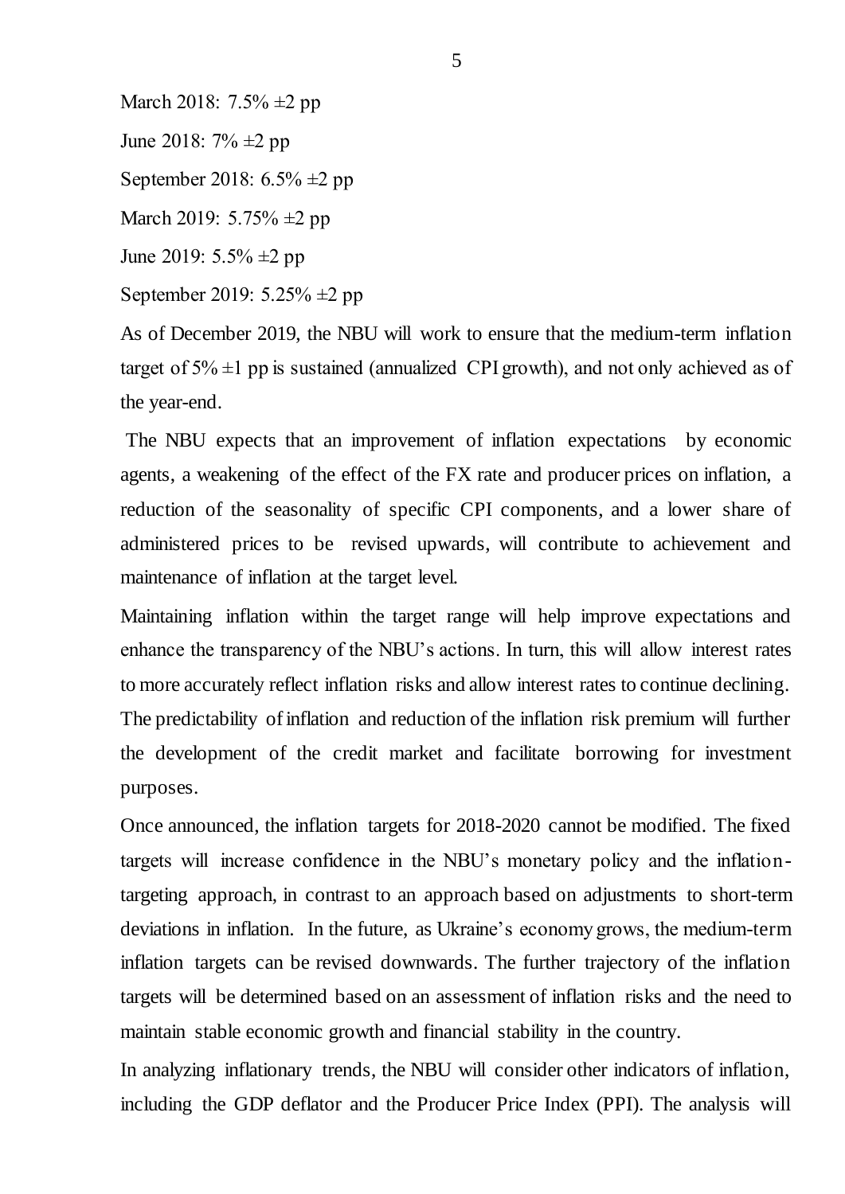March 2018: 7.5% ±2 pp

June 2018: 7% ±2 pp

September 2018: 6.5% ±2 pp

March 2019: 5.75% ±2 pp

June 2019: 5.5% ±2 pp

September 2019: 5.25% ±2 pp

As of December 2019, the NBU will work to ensure that the medium-term inflation target of 5% ±1 pp is sustained (annualized CPI growth), and not only achieved as of the year-end.

The NBU expects that an improvement of inflation expectations by economic agents, a weakening of the effect of the FX rate and producer prices on inflation, a reduction of the seasonality of specific CPI components, and a lower share of administered prices to be revised upwards, will contribute to achievement and maintenance of inflation at the target level.

Maintaining inflation within the target range will help improve expectations and enhance the transparency of the NBU's actions. In turn, this will allow interest rates to more accurately reflect inflation risks and allow interest rates to continue declining. The predictability of inflation and reduction of the inflation risk premium will further the development of the credit market and facilitate borrowing for investment purposes.

Once announced, the inflation targets for 2018-2020 cannot be modified. The fixed targets will increase confidence in the NBU's monetary policy and the inflation-targeting approach, in contrast to an approach based on adjustments to short-term deviations in inflation. In the future, as Ukraine's economy grows, the medium-term inflation targets can be revised downwards. The further trajectory of the inflation targets will be determined based on an assessment of inflation risks and the need to maintain stable economic growth and financial stability in the country.

In analyzing inflationary trends, the NBU will consider other indicators of inflation, including the GDP deflator and the Producer Price Index (PPI). The analysis will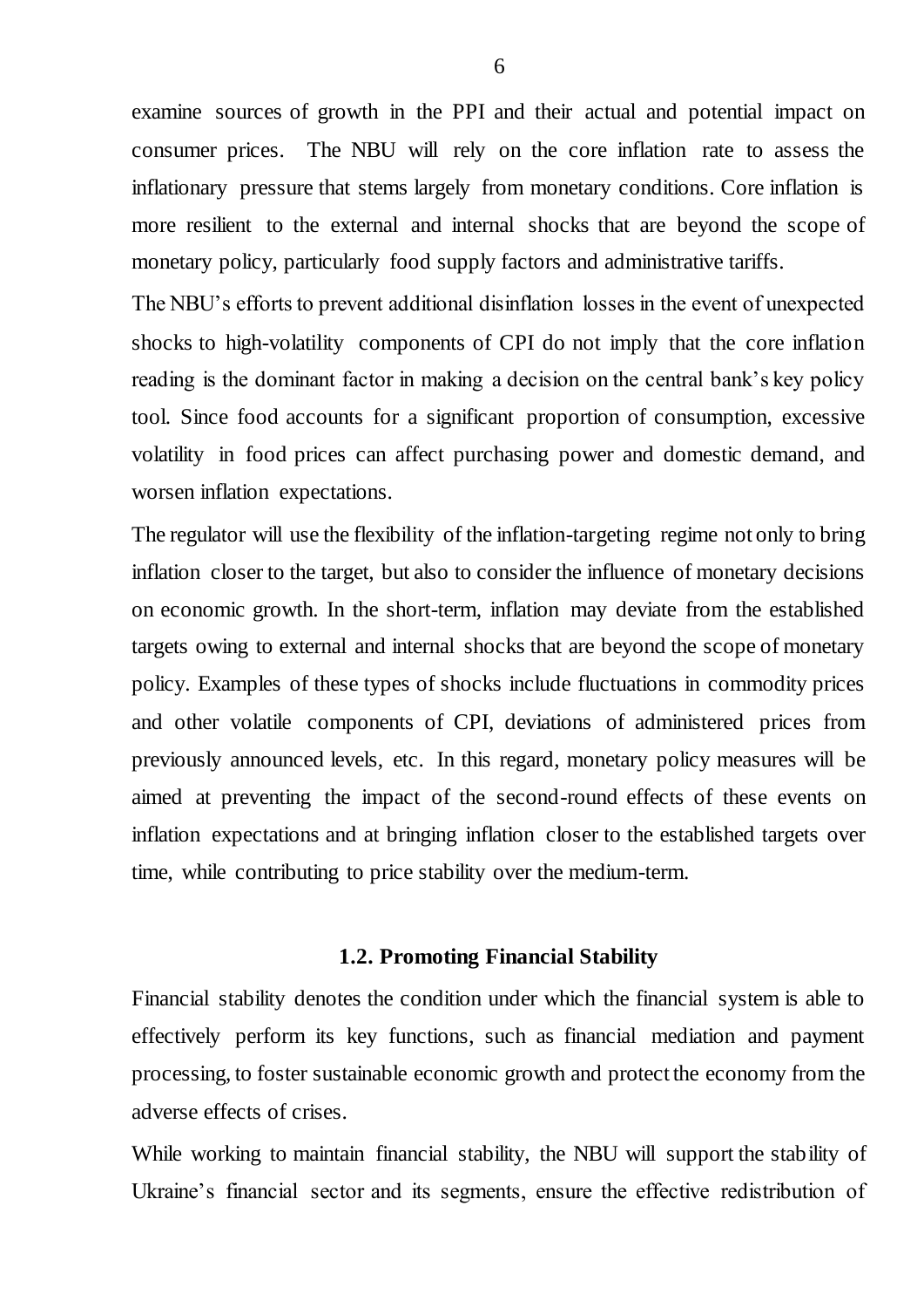examine sources of growth in the PPI and their actual and potential impact on consumer prices. The NBU will rely on the core inflation rate to assess the inflationary pressure that stems largely from monetary conditions. Core inflation is more resilient to the external and internal shocks that are beyond the scope of monetary policy, particularly food supply factors and administrative tariffs.

The NBU's efforts to prevent additional disinflation losses in the event of unexpected shocks to high-volatility components of CPI do not imply that the core inflation reading is the dominant factor in making a decision on the central bank's key policy tool. Since food accounts for a significant proportion of consumption, excessive volatility in food prices can affect purchasing power and domestic demand, and worsen inflation expectations.

The regulator will use the flexibility of the inflation-targeting regime not only to bring inflation closer to the target, but also to consider the influence of monetary decisions on economic growth. In the short-term, inflation may deviate from the established targets owing to external and internal shocks that are beyond the scope of monetary policy. Examples of these types of shocks include fluctuations in commodity prices and other volatile components of CPI, deviations of administered prices from previously announced levels, etc. In this regard, monetary policy measures will be aimed at preventing the impact of the second-round effects of these events on inflation expectations and at bringing inflation closer to the established targets over time, while contributing to price stability over the medium-term.

### 1.2. Promoting Financial Stability

Financial stability denotes the condition under which the financial system is able to effectively perform its key functions, such as financial mediation and payment processing, to foster sustainable economic growth and protect the economy from the adverse effects of crises.

While working to maintain financial stability, the NBU will support the stability of Ukraine's financial sector and its segments, ensure the effective redistribution of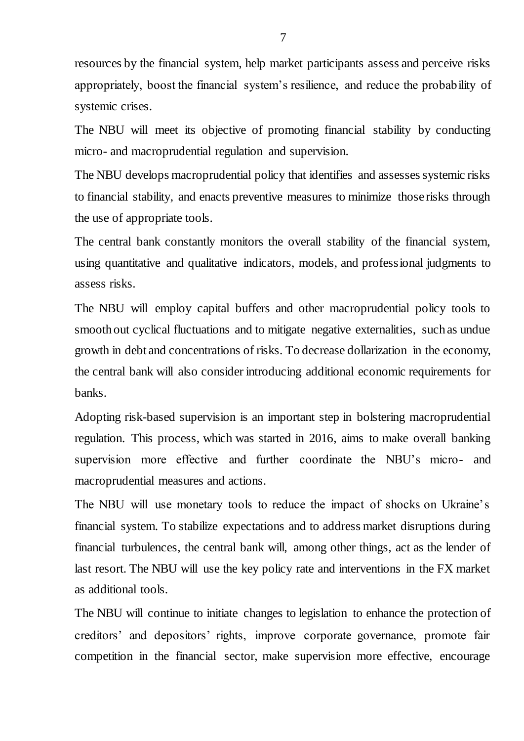resources by the financial system, help market participants assess and perceive risks appropriately, boost the financial system's resilience, and reduce the probability of systemic crises.

The NBU will meet its objective of promoting financial stability by conducting micro- and macroprudential regulation and supervision.

The NBU develops macroprudential policy that identifies and assesses systemic risks to financial stability, and enacts preventive measures to minimize those risks through the use of appropriate tools.

The central bank constantly monitors the overall stability of the financial system, using quantitative and qualitative indicators, models, and professional judgments to assess risks.

The NBU will employ capital buffers and other macroprudential policy tools to smooth out cyclical fluctuations and to mitigate negative externalities, such as undue growth in debt and concentrations of risks. To decrease dollarization in the economy, the central bank will also consider introducing additional economic requirements for banks.

Adopting risk-based supervision is an important step in bolstering macroprudential regulation. This process, which was started in 2016, aims to make overall banking supervision more effective and further coordinate the NBU's micro- and macroprudential measures and actions.

The NBU will use monetary tools to reduce the impact of shocks on Ukraine's financial system. To stabilize expectations and to address market disruptions during financial turbulences, the central bank will, among other things, act as the lender of last resort. The NBU will use the key policy rate and interventions in the FX market as additional tools.

The NBU will continue to initiate changes to legislation to enhance the protection of creditors' and depositors' rights, improve corporate governance, promote fair competition in the financial sector, make supervision more effective, encourage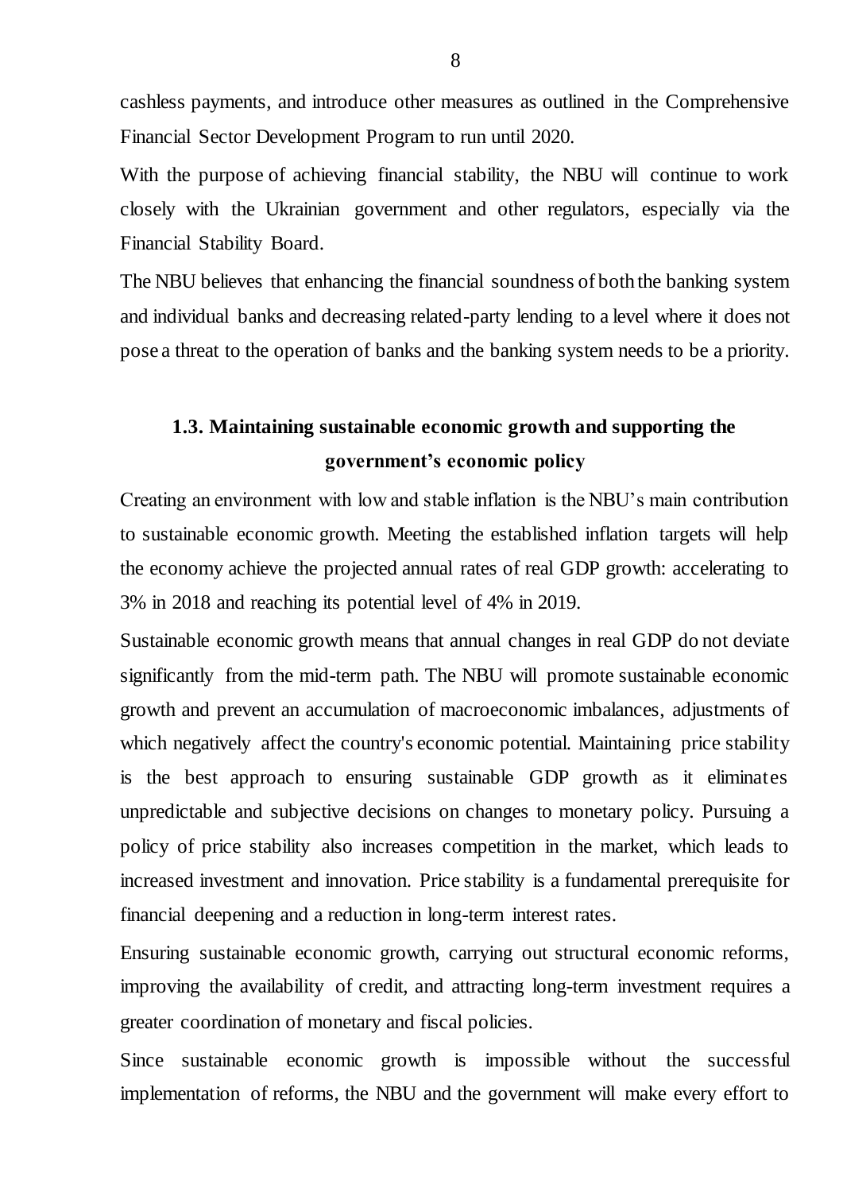cashless payments, and introduce other measures as outlined in the Comprehensive Financial Sector Development Program to run until 2020.

With the purpose of achieving financial stability, the NBU will continue to work closely with the Ukrainian government and other regulators, especially via the Financial Stability Board.

The NBU believes that enhancing the financial soundness of both the banking system and individual banks and decreasing related-party lending to a level where it does not pose a threat to the operation of banks and the banking system needs to be a priority.

## 1.3. Maintaining sustainable economic growth and supporting the government's economic policy

Creating an environment with low and stable inflation is the NBU's main contribution to sustainable economic growth. Meeting the established inflation targets will help the economy achieve the projected annual rates of real GDP growth: accelerating to 3% in 2018 and reaching its potential level of 4% in 2019.

Sustainable economic growth means that annual changes in real GDP do not deviate significantly from the mid-term path. The NBU will promote sustainable economic growth and prevent an accumulation of macroeconomic imbalances, adjustments of which negatively affect the country's economic potential. Maintaining price stability is the best approach to ensuring sustainable GDP growth as it eliminates unpredictable and subjective decisions on changes to monetary policy. Pursuing a policy of price stability also increases competition in the market, which leads to increased investment and innovation. Price stability is a fundamental prerequisite for financial deepening and a reduction in long-term interest rates.

Ensuring sustainable economic growth, carrying out structural economic reforms, improving the availability of credit, and attracting long-term investment requires a greater coordination of monetary and fiscal policies.

Since sustainable economic growth is impossible without the successful implementation of reforms, the NBU and the government will make every effort to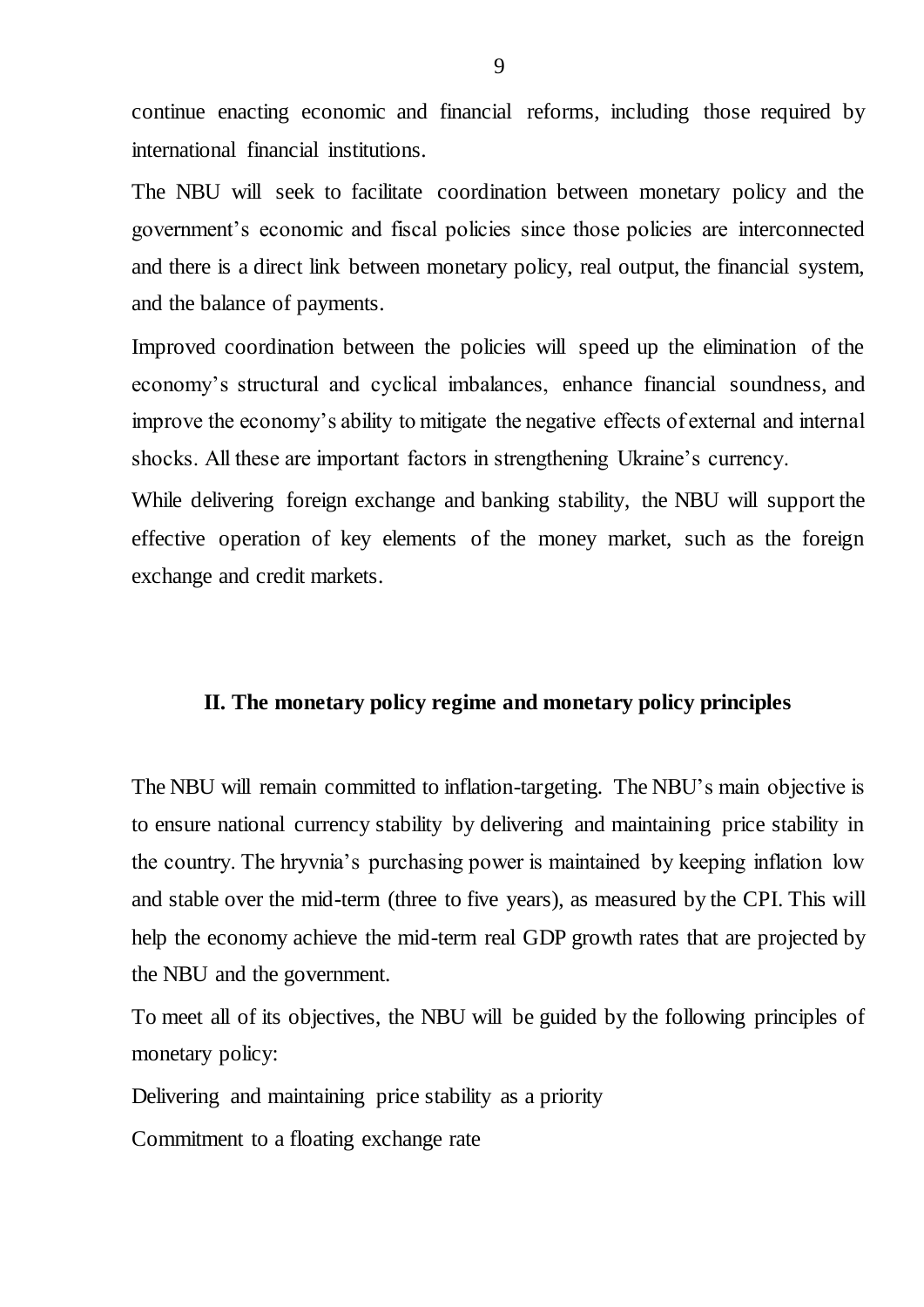continue enacting economic and financial reforms, including those required by international financial institutions.

The NBU will seek to facilitate coordination between monetary policy and the government's economic and fiscal policies since those policies are interconnected and there is a direct link between monetary policy, real output, the financial system, and the balance of payments.

Improved coordination between the policies will speed up the elimination of the economy's structural and cyclical imbalances, enhance financial soundness, and improve the economy's ability to mitigate the negative effects of external and internal shocks. All these are important factors in strengthening Ukraine's currency.

While delivering foreign exchange and banking stability, the NBU will support the effective operation of key elements of the money market, such as the foreign exchange and credit markets.

## II. The monetary policy regime and monetary policy principles

The NBU will remain committed to inflation-targeting. The NBU's main objective is to ensure national currency stability by delivering and maintaining price stability in the country. The hryvnia's purchasing power is maintained by keeping inflation low and stable over the mid-term (three to five years), as measured by the CPI. This will help the economy achieve the mid-term real GDP growth rates that are projected by the NBU and the government.

To meet all of its objectives, the NBU will be guided by the following principles of monetary policy:

Delivering and maintaining price stability as a priority

Commitment to a floating exchange rate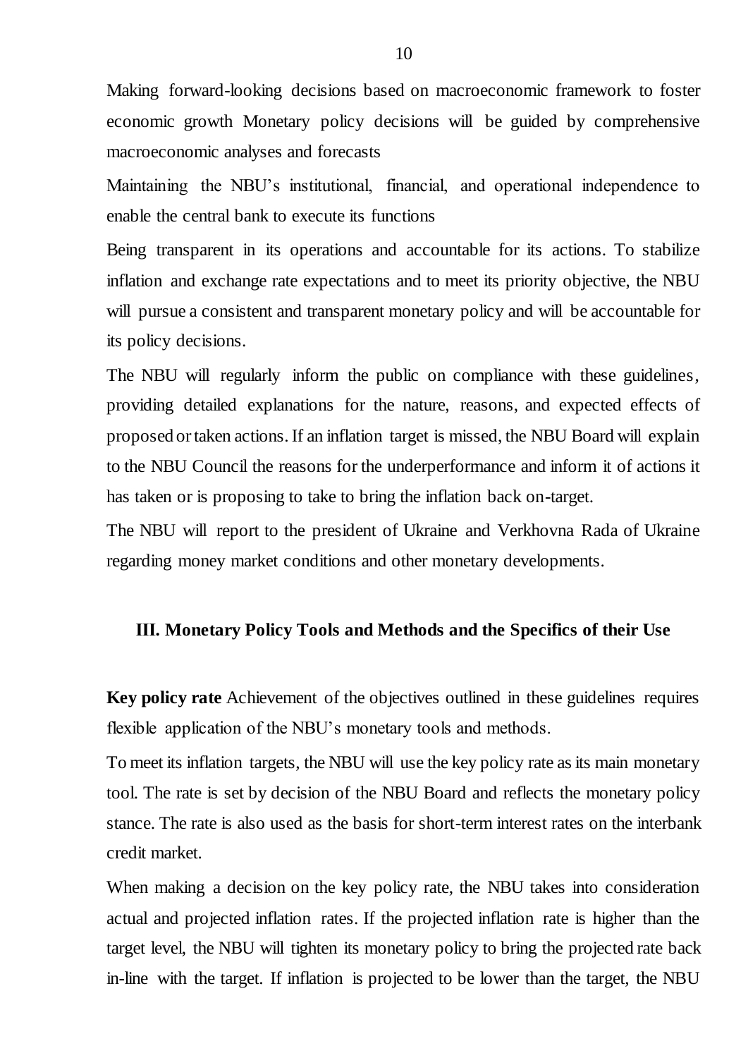Making forward-looking decisions based on macroeconomic framework to foster economic growth Monetary policy decisions will be guided by comprehensive macroeconomic analyses and forecasts

Maintaining the NBU's institutional, financial, and operational independence to enable the central bank to execute its functions

Being transparent in its operations and accountable for its actions. To stabilize inflation and exchange rate expectations and to meet its priority objective, the NBU will pursue a consistent and transparent monetary policy and will be accountable for its policy decisions.

The NBU will regularly inform the public on compliance with these guidelines, providing detailed explanations for the nature, reasons, and expected effects of proposed or taken actions. If an inflation target is missed, the NBU Board will explain to the NBU Council the reasons for the underperformance and inform it of actions it has taken or is proposing to take to bring the inflation back on-target.

The NBU will report to the president of Ukraine and Verkhovna Rada of Ukraine regarding money market conditions and other monetary developments.

## III. Monetary Policy Tools and Methods and the Specifics of their Use

**Key policy rate** Achievement of the objectives outlined in these guidelines requires flexible application of the NBU's monetary tools and methods.

To meet its inflation targets, the NBU will use the key policy rate as its main monetary tool. The rate is set by decision of the NBU Board and reflects the monetary policy stance. The rate is also used as the basis for short-term interest rates on the interbank credit market.

When making a decision on the key policy rate, the NBU takes into consideration actual and projected inflation rates. If the projected inflation rate is higher than the target level, the NBU will tighten its monetary policy to bring the projected rate back in-line with the target. If inflation is projected to be lower than the target, the NBU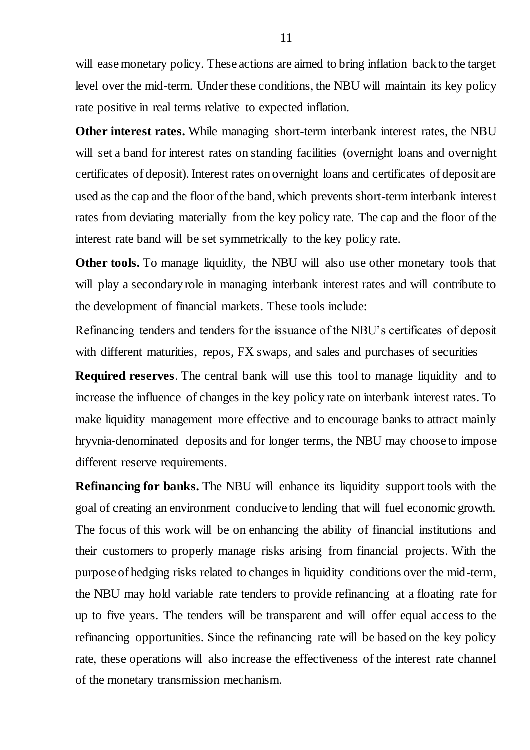will ease monetary policy. These actions are aimed to bring inflation back to the target level over the mid-term. Under these conditions, the NBU will maintain its key policy rate positive in real terms relative to expected inflation.

**Other interest rates.** While managing short-term interbank interest rates, the NBU will set a band for interest rates on standing facilities (overnight loans and overnight certificates of deposit). Interest rates on overnight loans and certificates of deposit are used as the cap and the floor of the band, which prevents short-term interbank interest rates from deviating materially from the key policy rate. The cap and the floor of the interest rate band will be set symmetrically to the key policy rate.

**Other tools.** To manage liquidity, the NBU will also use other monetary tools that will play a secondary role in managing interbank interest rates and will contribute to the development of financial markets. These tools include:

Refinancing tenders and tenders for the issuance of the NBU's certificates of deposit with different maturities, repos, FX swaps, and sales and purchases of securities

**Required reserves**. The central bank will use this tool to manage liquidity and to increase the influence of changes in the key policy rate on interbank interest rates. To make liquidity management more effective and to encourage banks to attract mainly hryvnia-denominated deposits and for longer terms, the NBU may choose to impose different reserve requirements.

**Refinancing for banks.** The NBU will enhance its liquidity support tools with the goal of creating an environment conducive to lending that will fuel economic growth. The focus of this work will be on enhancing the ability of financial institutions and their customers to properly manage risks arising from financial projects. With the purpose of hedging risks related to changes in liquidity conditions over the mid-term, the NBU may hold variable rate tenders to provide refinancing at a floating rate for up to five years. The tenders will be transparent and will offer equal access to the refinancing opportunities. Since the refinancing rate will be based on the key policy rate, these operations will also increase the effectiveness of the interest rate channel of the monetary transmission mechanism.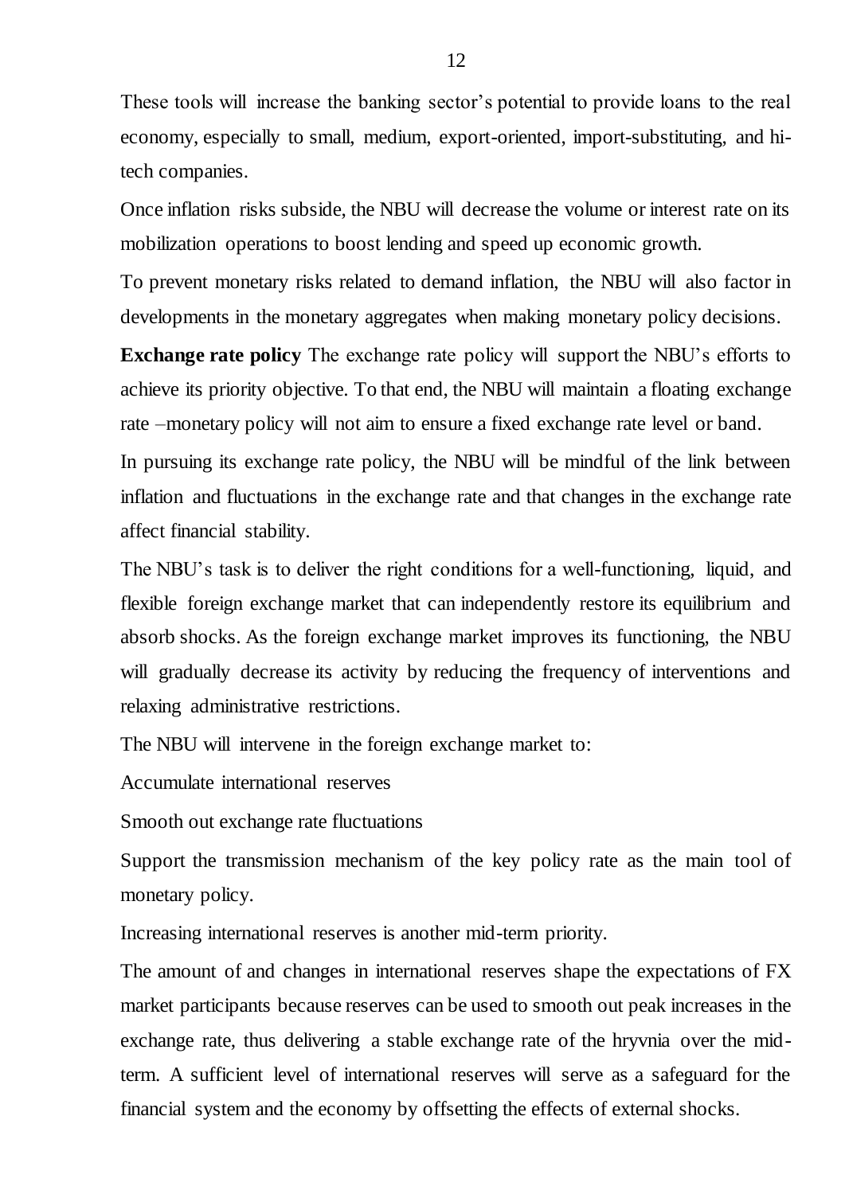These tools will increase the banking sector's potential to provide loans to the real economy, especially to small, medium, export-oriented, import-substituting, and hi-tech companies.

Once inflation risks subside, the NBU will decrease the volume or interest rate on its mobilization operations to boost lending and speed up economic growth.

To prevent monetary risks related to demand inflation, the NBU will also factor in developments in the monetary aggregates when making monetary policy decisions.

**Exchange rate policy** The exchange rate policy will support the NBU's efforts to achieve its priority objective. To that end, the NBU will maintain a floating exchange rate –monetary policy will not aim to ensure a fixed exchange rate level or band.

In pursuing its exchange rate policy, the NBU will be mindful of the link between inflation and fluctuations in the exchange rate and that changes in the exchange rate affect financial stability.

The NBU's task is to deliver the right conditions for a well-functioning, liquid, and flexible foreign exchange market that can independently restore its equilibrium and absorb shocks. As the foreign exchange market improves its functioning, the NBU will gradually decrease its activity by reducing the frequency of interventions and relaxing administrative restrictions.

The NBU will intervene in the foreign exchange market to:

Accumulate international reserves

Smooth out exchange rate fluctuations

Support the transmission mechanism of the key policy rate as the main tool of monetary policy.

Increasing international reserves is another mid-term priority.

The amount of and changes in international reserves shape the expectations of FX market participants because reserves can be used to smooth out peak increases in the exchange rate, thus delivering a stable exchange rate of the hryvnia over the mid-term. A sufficient level of international reserves will serve as a safeguard for the financial system and the economy by offsetting the effects of external shocks.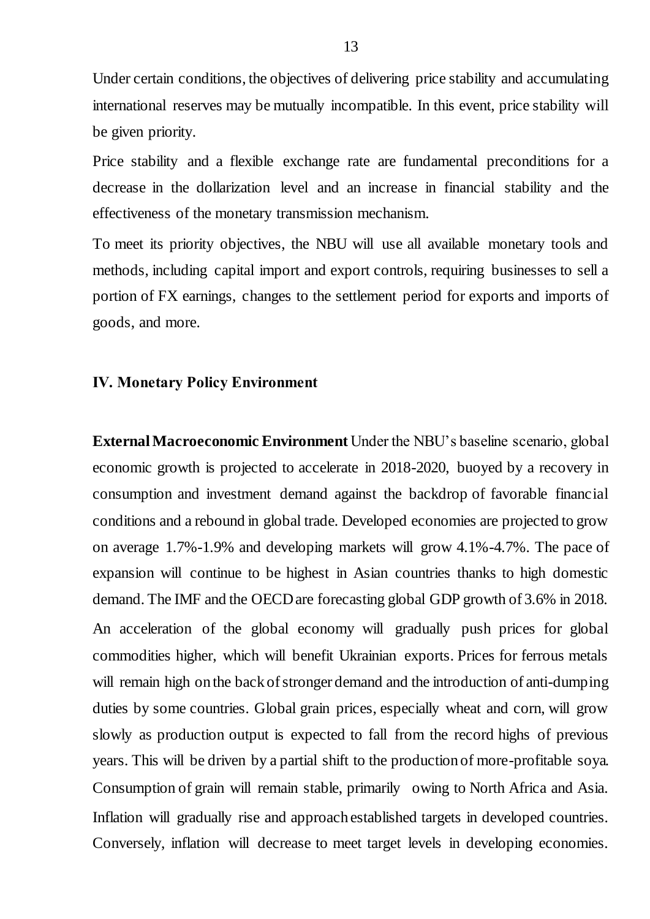Under certain conditions, the objectives of delivering price stability and accumulating international reserves may be mutually incompatible. In this event, price stability will be given priority.

Price stability and a flexible exchange rate are fundamental preconditions for a decrease in the dollarization level and an increase in financial stability and the effectiveness of the monetary transmission mechanism.

To meet its priority objectives, the NBU will use all available monetary tools and methods, including capital import and export controls, requiring businesses to sell a portion of FX earnings, changes to the settlement period for exports and imports of goods, and more.

## IV. Monetary Policy Environment

**External Macroeconomic Environment** Under the NBU's baseline scenario, global economic growth is projected to accelerate in 2018-2020, buoyed by a recovery in consumption and investment demand against the backdrop of favorable financial conditions and a rebound in global trade. Developed economies are projected to grow on average 1.7%-1.9% and developing markets will grow 4.1%-4.7%. The pace of expansion will continue to be highest in Asian countries thanks to high domestic demand. The IMF and the OECD are forecasting global GDP growth of 3.6% in 2018.

An acceleration of the global economy will gradually push prices for global commodities higher, which will benefit Ukrainian exports. Prices for ferrous metals will remain high on the back of stronger demand and the introduction of anti-dumping duties by some countries. Global grain prices, especially wheat and corn, will grow slowly as production output is expected to fall from the record highs of previous years. This will be driven by a partial shift to the production of more-profitable soya. Consumption of grain will remain stable, primarily owing to North Africa and Asia.

Inflation will gradually rise and approach established targets in developed countries. Conversely, inflation will decrease to meet target levels in developing economies.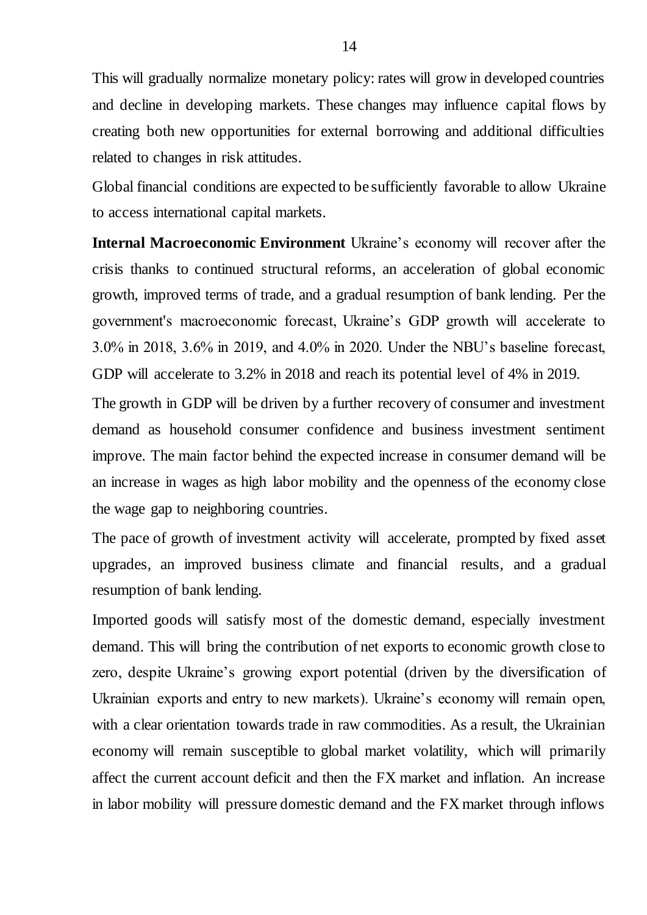This will gradually normalize monetary policy: rates will grow in developed countries and decline in developing markets. These changes may influence capital flows by creating both new opportunities for external borrowing and additional difficulties related to changes in risk attitudes.

Global financial conditions are expected to be sufficiently favorable to allow Ukraine to access international capital markets.

**Internal Macroeconomic Environment** Ukraine's economy will recover after the crisis thanks to continued structural reforms, an acceleration of global economic growth, improved terms of trade, and a gradual resumption of bank lending. Per the government's macroeconomic forecast, Ukraine's GDP growth will accelerate to 3.0% in 2018, 3.6% in 2019, and 4.0% in 2020. Under the NBU's baseline forecast, GDP will accelerate to 3.2% in 2018 and reach its potential level of 4% in 2019.

The growth in GDP will be driven by a further recovery of consumer and investment demand as household consumer confidence and business investment sentiment improve. The main factor behind the expected increase in consumer demand will be an increase in wages as high labor mobility and the openness of the economy close the wage gap to neighboring countries.

The pace of growth of investment activity will accelerate, prompted by fixed asset upgrades, an improved business climate and financial results, and a gradual resumption of bank lending.

Imported goods will satisfy most of the domestic demand, especially investment demand. This will bring the contribution of net exports to economic growth close to zero, despite Ukraine's growing export potential (driven by the diversification of Ukrainian exports and entry to new markets). Ukraine's economy will remain open, with a clear orientation towards trade in raw commodities. As a result, the Ukrainian economy will remain susceptible to global market volatility, which will primarily affect the current account deficit and then the FX market and inflation. An increase in labor mobility will pressure domestic demand and the FX market through inflows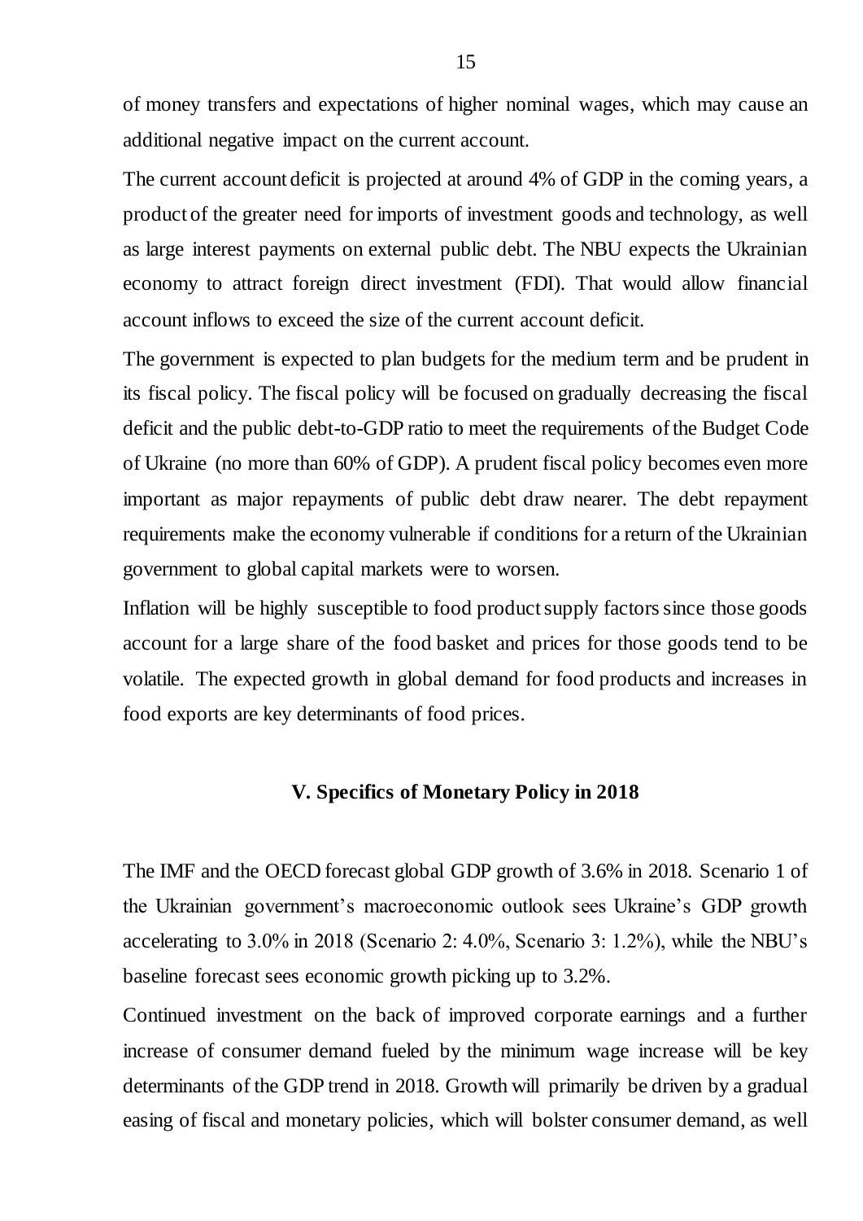of money transfers and expectations of higher nominal wages, which may cause an additional negative impact on the current account.

The current account deficit is projected at around 4% of GDP in the coming years, a product of the greater need for imports of investment goods and technology, as well as large interest payments on external public debt. The NBU expects the Ukrainian economy to attract foreign direct investment (FDI). That would allow financial account inflows to exceed the size of the current account deficit.

The government is expected to plan budgets for the medium term and be prudent in its fiscal policy. The fiscal policy will be focused on gradually decreasing the fiscal deficit and the public debt-to-GDP ratio to meet the requirements of the Budget Code of Ukraine (no more than 60% of GDP). A prudent fiscal policy becomes even more important as major repayments of public debt draw nearer. The debt repayment requirements make the economy vulnerable if conditions for a return of the Ukrainian government to global capital markets were to worsen.

Inflation will be highly susceptible to food product supply factors since those goods account for a large share of the food basket and prices for those goods tend to be volatile. The expected growth in global demand for food products and increases in food exports are key determinants of food prices.

## V. Specifics of Monetary Policy in 2018

The IMF and the OECD forecast global GDP growth of 3.6% in 2018. Scenario 1 of the Ukrainian government's macroeconomic outlook sees Ukraine's GDP growth accelerating to 3.0% in 2018 (Scenario 2: 4.0%, Scenario 3: 1.2%), while the NBU's baseline forecast sees economic growth picking up to 3.2%.

Continued investment on the back of improved corporate earnings and a further increase of consumer demand fueled by the minimum wage increase will be key determinants of the GDP trend in 2018. Growth will primarily be driven by a gradual easing of fiscal and monetary policies, which will bolster consumer demand, as well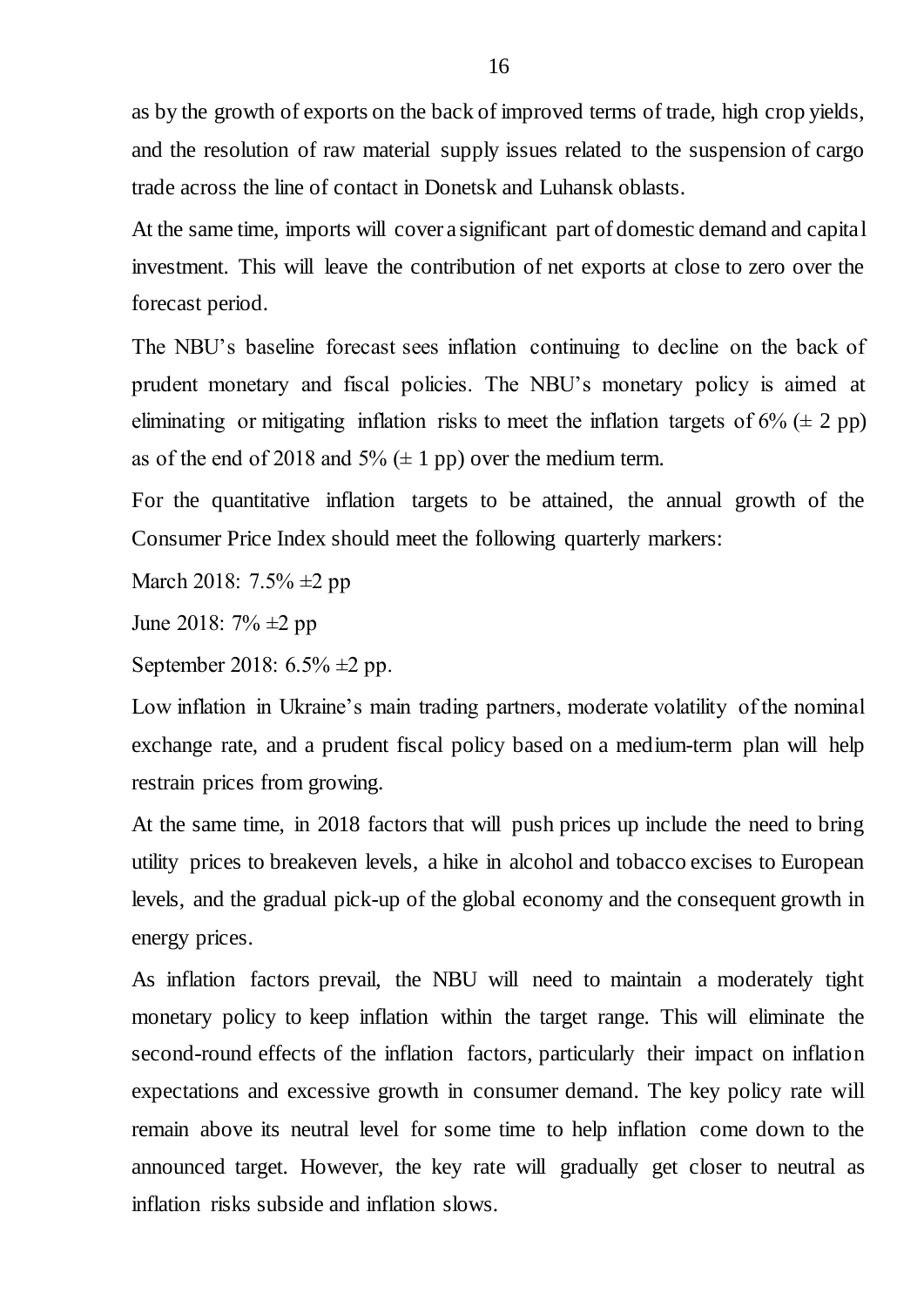as by the growth of exports on the back of improved terms of trade, high crop yields, and the resolution of raw material supply issues related to the suspension of cargo trade across the line of contact in Donetsk and Luhansk oblasts.

At the same time, imports will cover a significant part of domestic demand and capital investment. This will leave the contribution of net exports at close to zero over the forecast period.

The NBU's baseline forecast sees inflation continuing to decline on the back of prudent monetary and fiscal policies. The NBU's monetary policy is aimed at eliminating or mitigating inflation risks to meet the inflation targets of 6% (± 2 pp) as of the end of 2018 and 5% (± 1 pp) over the medium term.

For the quantitative inflation targets to be attained, the annual growth of the Consumer Price Index should meet the following quarterly markers:

March 2018: 7.5% ±2 pp

June 2018: 7% ±2 pp

September 2018: 6.5% ±2 pp.

Low inflation in Ukraine's main trading partners, moderate volatility of the nominal exchange rate, and a prudent fiscal policy based on a medium-term plan will help restrain prices from growing.

At the same time, in 2018 factors that will push prices up include the need to bring utility prices to breakeven levels, a hike in alcohol and tobacco excises to European levels, and the gradual pick-up of the global economy and the consequent growth in energy prices.

As inflation factors prevail, the NBU will need to maintain a moderately tight monetary policy to keep inflation within the target range. This will eliminate the second-round effects of the inflation factors, particularly their impact on inflation expectations and excessive growth in consumer demand. The key policy rate will remain above its neutral level for some time to help inflation come down to the announced target. However, the key rate will gradually get closer to neutral as inflation risks subside and inflation slows.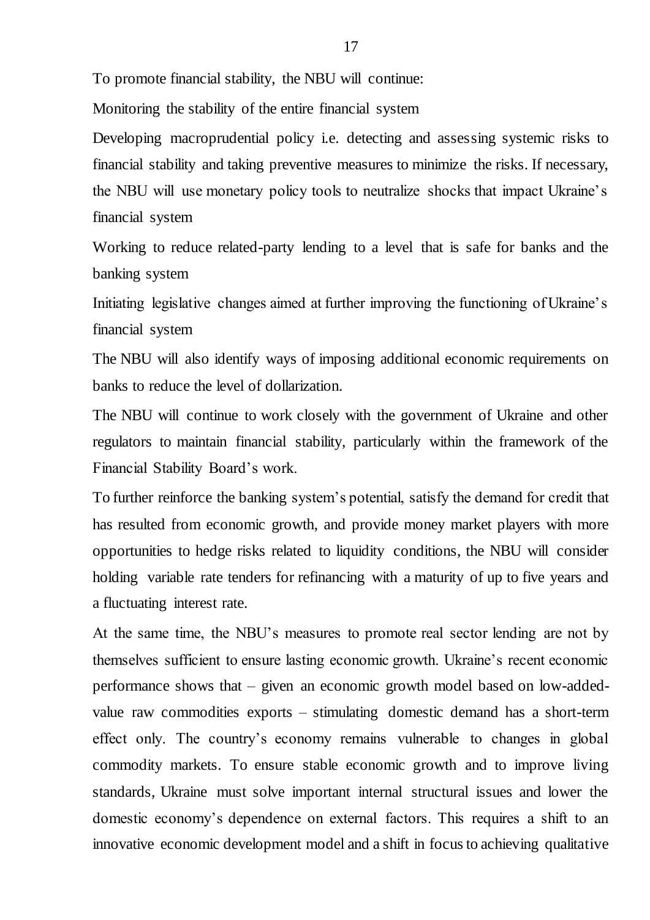To promote financial stability, the NBU will continue:

Monitoring the stability of the entire financial system

Developing macroprudential policy i.e. detecting and assessing systemic risks to financial stability and taking preventive measures to minimize the risks. If necessary, the NBU will use monetary policy tools to neutralize shocks that impact Ukraine's financial system

Working to reduce related-party lending to a level that is safe for banks and the banking system

Initiating legislative changes aimed at further improving the functioning of Ukraine's financial system

The NBU will also identify ways of imposing additional economic requirements on banks to reduce the level of dollarization.

The NBU will continue to work closely with the government of Ukraine and other regulators to maintain financial stability, particularly within the framework of the Financial Stability Board's work.

To further reinforce the banking system's potential, satisfy the demand for credit that has resulted from economic growth, and provide money market players with more opportunities to hedge risks related to liquidity conditions, the NBU will consider holding variable rate tenders for refinancing with a maturity of up to five years and a fluctuating interest rate.

At the same time, the NBU's measures to promote real sector lending are not by themselves sufficient to ensure lasting economic growth. Ukraine's recent economic performance shows that – given an economic growth model based on low-added-value raw commodities exports – stimulating domestic demand has a short-term effect only. The country's economy remains vulnerable to changes in global commodity markets. To ensure stable economic growth and to improve living standards, Ukraine must solve important internal structural issues and lower the domestic economy's dependence on external factors. This requires a shift to an innovative economic development model and a shift in focus to achieving qualitative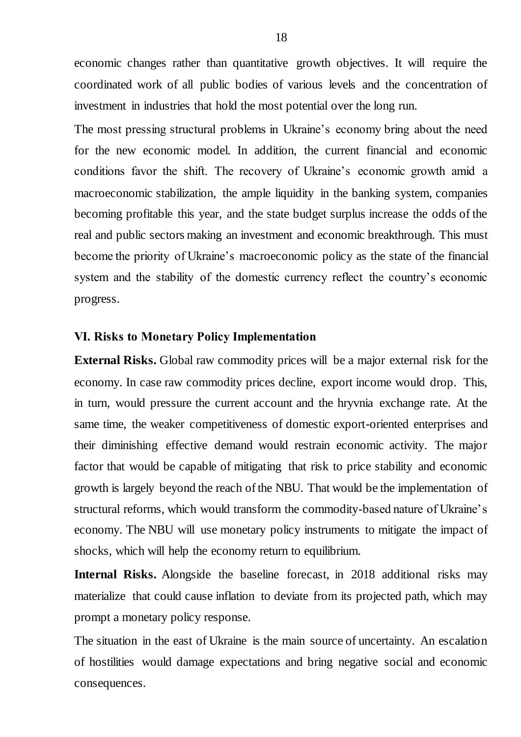economic changes rather than quantitative growth objectives. It will require the coordinated work of all public bodies of various levels and the concentration of investment in industries that hold the most potential over the long run.

The most pressing structural problems in Ukraine's economy bring about the need for the new economic model. In addition, the current financial and economic conditions favor the shift. The recovery of Ukraine's economic growth amid a macroeconomic stabilization, the ample liquidity in the banking system, companies becoming profitable this year, and the state budget surplus increase the odds of the real and public sectors making an investment and economic breakthrough. This must become the priority of Ukraine's macroeconomic policy as the state of the financial system and the stability of the domestic currency reflect the country's economic progress.

## VI. Risks to Monetary Policy Implementation

**External Risks.** Global raw commodity prices will be a major external risk for the economy. In case raw commodity prices decline, export income would drop. This, in turn, would pressure the current account and the hryvnia exchange rate. At the same time, the weaker competitiveness of domestic export-oriented enterprises and their diminishing effective demand would restrain economic activity. The major factor that would be capable of mitigating that risk to price stability and economic growth is largely beyond the reach of the NBU. That would be the implementation of structural reforms, which would transform the commodity-based nature of Ukraine's economy. The NBU will use monetary policy instruments to mitigate the impact of shocks, which will help the economy return to equilibrium.

**Internal Risks.** Alongside the baseline forecast, in 2018 additional risks may materialize that could cause inflation to deviate from its projected path, which may prompt a monetary policy response.

The situation in the east of Ukraine is the main source of uncertainty. An escalation of hostilities would damage expectations and bring negative social and economic consequences.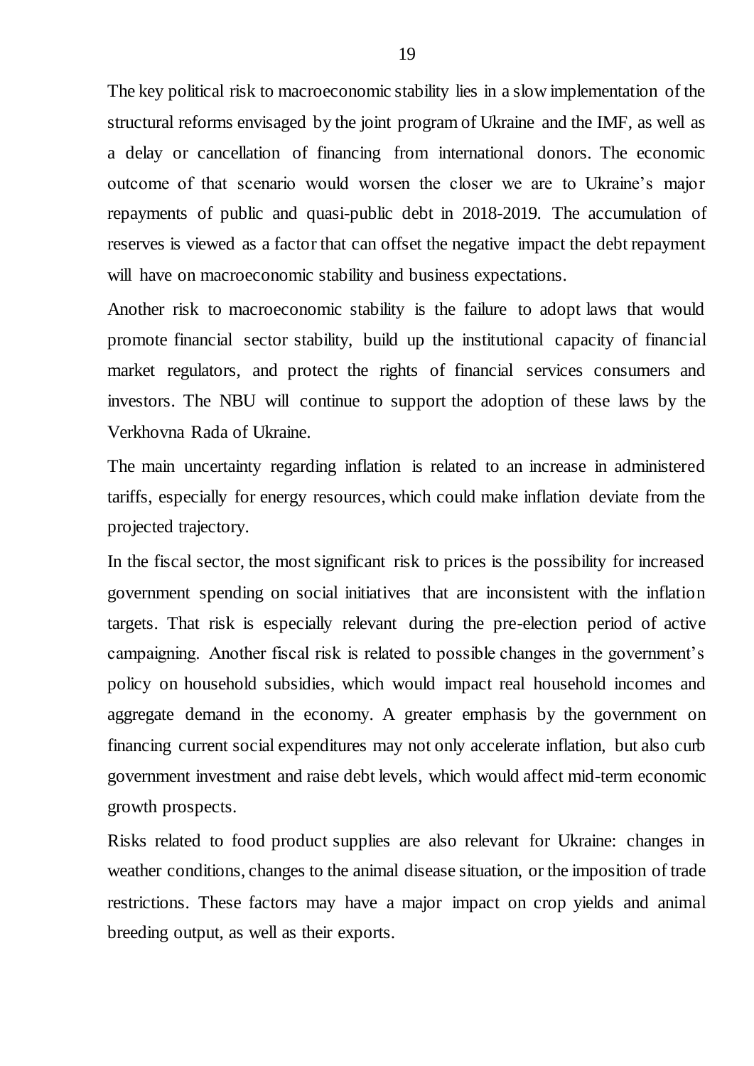The key political risk to macroeconomic stability lies in a slow implementation of the structural reforms envisaged by the joint program of Ukraine and the IMF, as well as a delay or cancellation of financing from international donors. The economic outcome of that scenario would worsen the closer we are to Ukraine's major repayments of public and quasi-public debt in 2018-2019. The accumulation of reserves is viewed as a factor that can offset the negative impact the debt repayment will have on macroeconomic stability and business expectations.

Another risk to macroeconomic stability is the failure to adopt laws that would promote financial sector stability, build up the institutional capacity of financial market regulators, and protect the rights of financial services consumers and investors. The NBU will continue to support the adoption of these laws by the Verkhovna Rada of Ukraine.

The main uncertainty regarding inflation is related to an increase in administered tariffs, especially for energy resources, which could make inflation deviate from the projected trajectory.

In the fiscal sector, the most significant risk to prices is the possibility for increased government spending on social initiatives that are inconsistent with the inflation targets. That risk is especially relevant during the pre-election period of active campaigning. Another fiscal risk is related to possible changes in the government's policy on household subsidies, which would impact real household incomes and aggregate demand in the economy. A greater emphasis by the government on financing current social expenditures may not only accelerate inflation, but also curb government investment and raise debt levels, which would affect mid-term economic growth prospects.

Risks related to food product supplies are also relevant for Ukraine: changes in weather conditions, changes to the animal disease situation, or the imposition of trade restrictions. These factors may have a major impact on crop yields and animal breeding output, as well as their exports.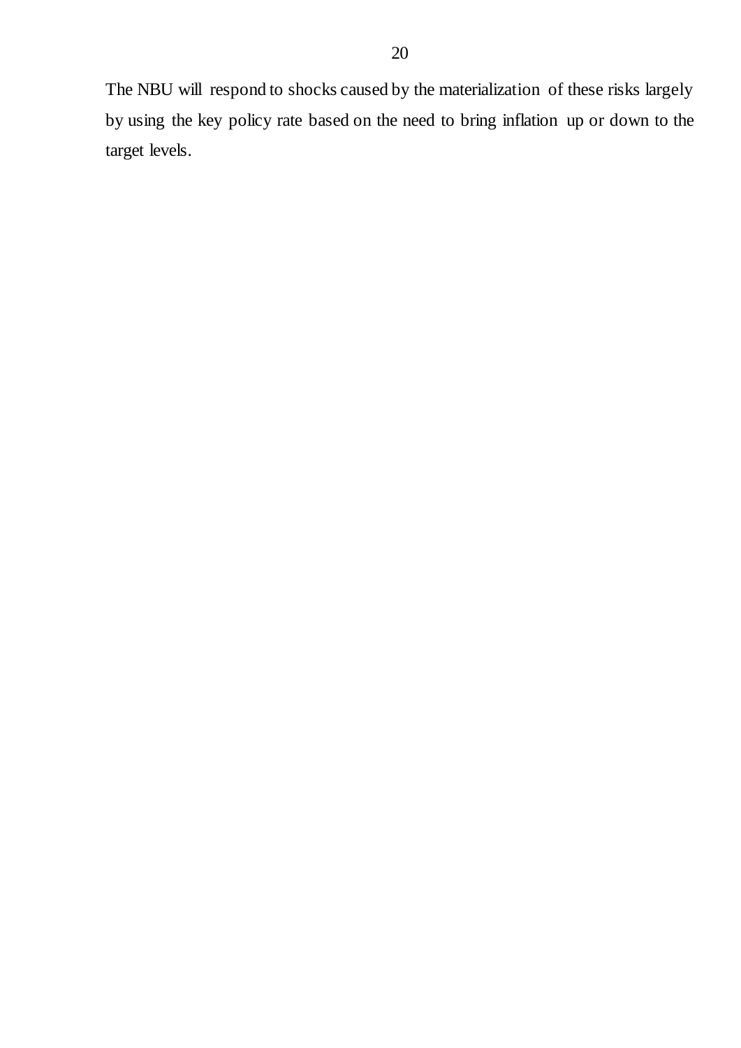The NBU will respond to shocks caused by the materialization of these risks largely by using the key policy rate based on the need to bring inflation up or down to the target levels.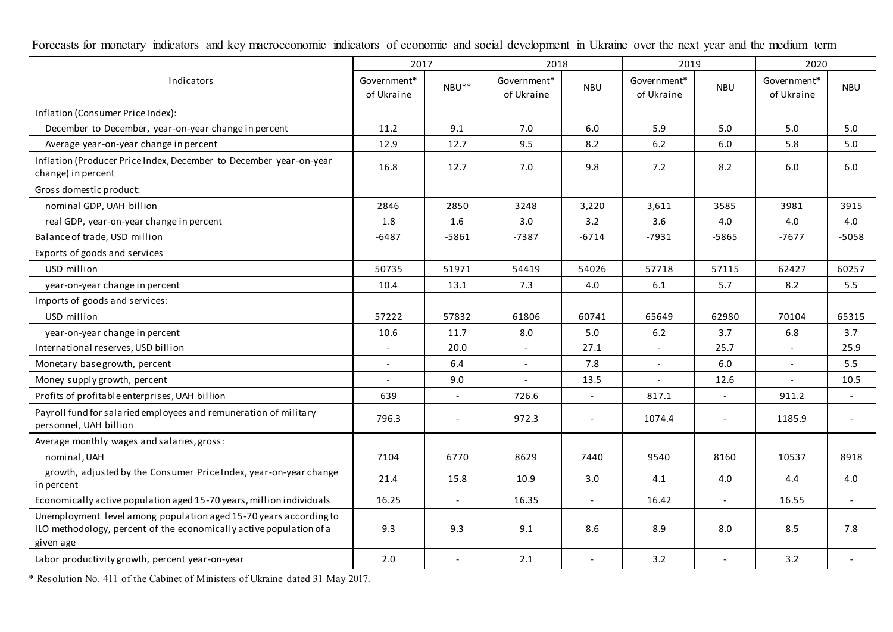Forecasts for monetary indicators and key macroeconomic indicators of economic and social development in Ukraine over the next year and the medium term

| Indicators | 2017 | | 2018 | | 2019 | | 2020 | |
|---|---|---|---|---|---|---|---|---|
| | Government* of Ukraine | NBU** | Government* of Ukraine | NBU | Government* of Ukraine | NBU | Government* of Ukraine | NBU |
| Inflation (Consumer Price Index): | | | | | | | | |
| December to December, year-on-year change in percent | 11.2 | 9.1 | 7.0 | 6.0 | 5.9 | 5.0 | 5.0 | 5.0 |
| Average year-on-year change in percent | 12.9 | 12.7 | 9.5 | 8.2 | 6.2 | 6.0 | 5.8 | 5.0 |
| Inflation (Producer Price Index, December to December year-on-year change) in percent | 16.8 | 12.7 | 7.0 | 9.8 | 7.2 | 8.2 | 6.0 | 6.0 |
| Gross domestic product: | | | | | | | | |
| nominal GDP, UAH billion | 2846 | 2850 | 3248 | 3,220 | 3,611 | 3585 | 3981 | 3915 |
| real GDP, year-on-year change in percent | 1.8 | 1.6 | 3.0 | 3.2 | 3.6 | 4.0 | 4.0 | 4.0 |
| Balance of trade, USD million | -6487 | -5861 | -7387 | -6714 | -7931 | -5865 | -7677 | -5058 |
| Exports of goods and services | | | | | | | | |
| USD million | 50735 | 51971 | 54419 | 54026 | 57718 | 57115 | 62427 | 60257 |
| year-on-year change in percent | 10.4 | 13.1 | 7.3 | 4.0 | 6.1 | 5.7 | 8.2 | 5.5 |
| Imports of goods and services: | | | | | | | | |
| USD million | 57222 | 57832 | 61806 | 60741 | 65649 | 62980 | 70104 | 65315 |
| year-on-year change in percent | 10.6 | 11.7 | 8.0 | 5.0 | 6.2 | 3.7 | 6.8 | 3.7 |
| International reserves, USD billion | - | 20.0 | - | 27.1 | - | 25.7 | - | 25.9 |
| Monetary base growth, percent | - | 6.4 | - | 7.8 | - | 6.0 | - | 5.5 |
| Money supply growth, percent | - | 9.0 | - | 13.5 | - | 12.6 | - | 10.5 |
| Profits of profitable enterprises, UAH billion | 639 | - | 726.6 | - | 817.1 | - | 911.2 | - |
| Payroll fund for salaried employees and remuneration of military personnel, UAH billion | 796.3 | - | 972.3 | - | 1074.4 | - | 1185.9 | - |
| Average monthly wages and salaries, gross: | | | | | | | | |
| nominal, UAH | 7104 | 6770 | 8629 | 7440 | 9540 | 8160 | 10537 | 8918 |
| growth, adjusted by the Consumer Price Index, year-on-year change in percent | 21.4 | 15.8 | 10.9 | 3.0 | 4.1 | 4.0 | 4.4 | 4.0 |
| Economically active population aged 15-70 years, million individuals | 16.25 | - | 16.35 | - | 16.42 | - | 16.55 | - |
| Unemployment level among population aged 15-70 years according to ILO methodology, percent of the economically active population of a given age | 9.3 | 9.3 | 9.1 | 8.6 | 8.9 | 8.0 | 8.5 | 7.8 |
| Labor productivity growth, percent year-on-year | 2.0 | - | 2.1 | - | 3.2 | - | 3.2 | - |

\* Resolution No. 411 of the Cabinet of Ministers of Ukraine dated 31 May 2017.